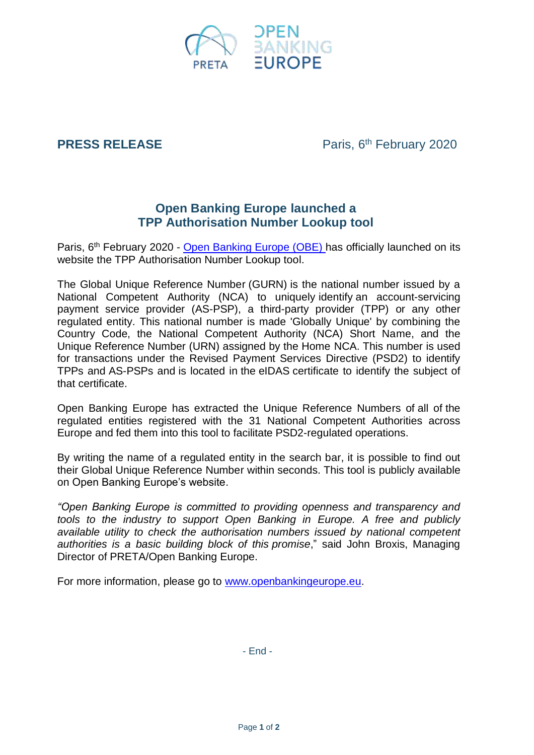**PRESS RELEASE**

Paris, 6th February 2020

## Open Banking Europe launched a TPP Authorisation Number Lookup tool

Paris, 6th February 2020 - [Open Banking Europe (OBE)](http://www.openbankingeurope.eu) has officially launched on its website the TPP Authorisation Number Lookup tool.

The Global Unique Reference Number (GURN) is the national number issued by a National Competent Authority (NCA) to uniquely identify an account-servicing payment service provider (AS-PSP), a third-party provider (TPP) or any other regulated entity. This national number is made 'Globally Unique' by combining the Country Code, the National Competent Authority (NCA) Short Name, and the Unique Reference Number (URN) assigned by the Home NCA. This number is used for transactions under the Revised Payment Services Directive (PSD2) to identify TPPs and AS-PSPs and is located in the eIDAS certificate to identify the subject of that certificate.

Open Banking Europe has extracted the Unique Reference Numbers of all of the regulated entities registered with the 31 National Competent Authorities across Europe and fed them into this tool to facilitate PSD2-regulated operations.

By writing the name of a regulated entity in the search bar, it is possible to find out their Global Unique Reference Number within seconds. This tool is publicly available on Open Banking Europe's website.

*"Open Banking Europe is committed to providing openness and transparency and tools to the industry to support Open Banking in Europe. A free and publicly available utility to check the authorisation numbers issued by national competent authorities is a basic building block of this promise*," said John Broxis, Managing Director of PRETA/Open Banking Europe.

For more information, please go to [www.openbankingeurope.eu](http://www.openbankingeurope.eu).

- End -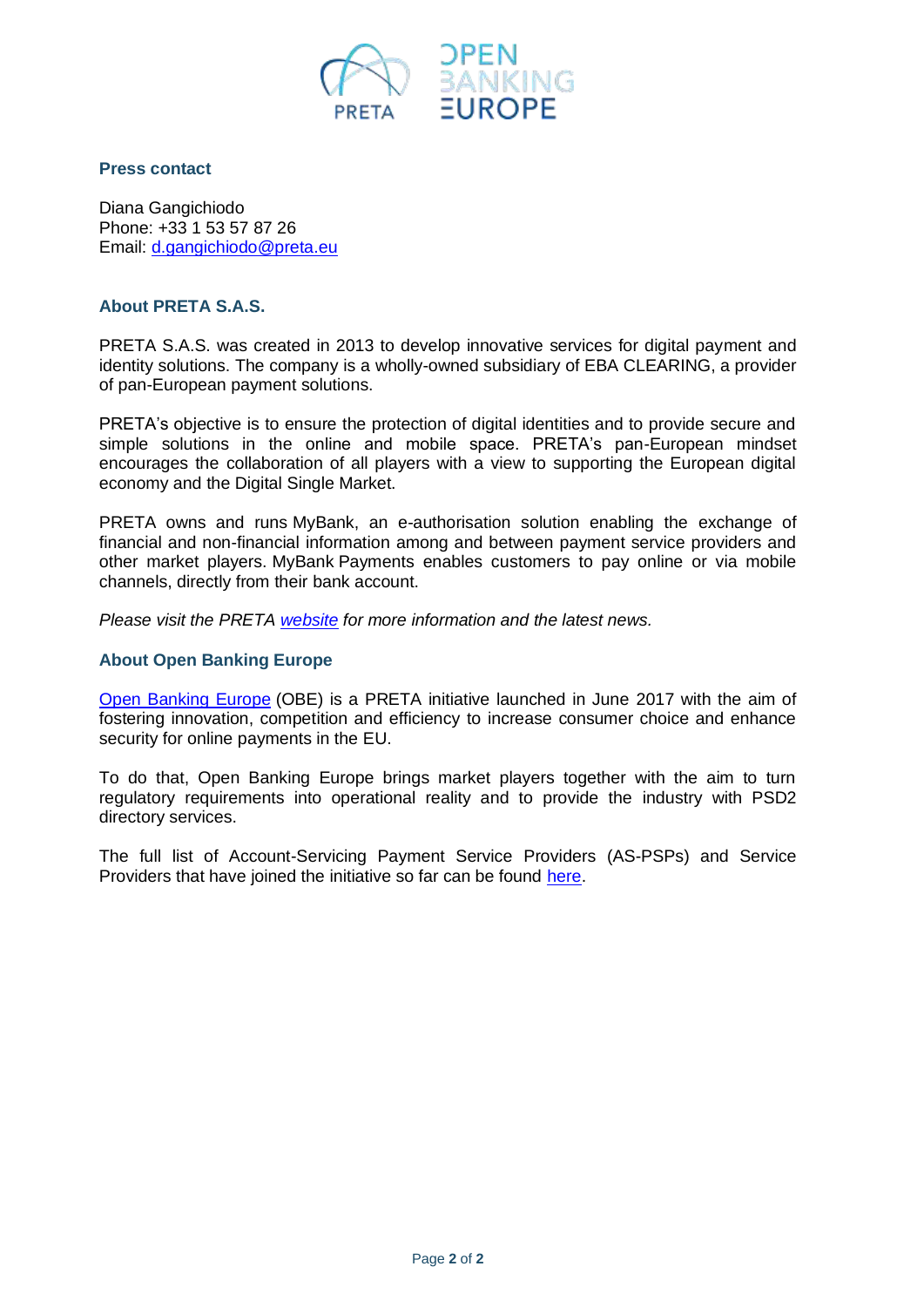### Press contact

Diana Gangichiodo
Phone: +33 1 53 57 87 26
Email: d.gangichiodo@preta.eu

### About PRETA S.A.S.

PRETA S.A.S. was created in 2013 to develop innovative services for digital payment and identity solutions. The company is a wholly-owned subsidiary of EBA CLEARING, a provider of pan-European payment solutions.

PRETA's objective is to ensure the protection of digital identities and to provide secure and simple solutions in the online and mobile space. PRETA's pan-European mindset encourages the collaboration of all players with a view to supporting the European digital economy and the Digital Single Market.

PRETA owns and runs MyBank, an e-authorisation solution enabling the exchange of financial and non-financial information among and between payment service providers and other market players. MyBank Payments enables customers to pay online or via mobile channels, directly from their bank account.

*Please visit the PRETA website for more information and the latest news.*

### About Open Banking Europe

Open Banking Europe (OBE) is a PRETA initiative launched in June 2017 with the aim of fostering innovation, competition and efficiency to increase consumer choice and enhance security for online payments in the EU.

To do that, Open Banking Europe brings market players together with the aim to turn regulatory requirements into operational reality and to provide the industry with PSD2 directory services.

The full list of Account-Servicing Payment Service Providers (AS-PSPs) and Service Providers that have joined the initiative so far can be found here.